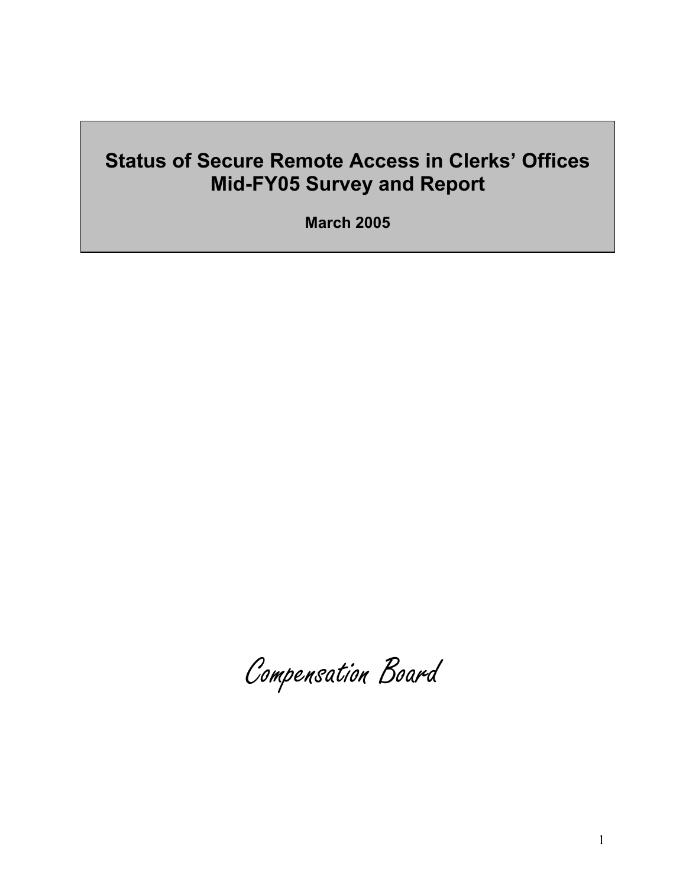# Status of Secure Remote Access in Clerks' Offices Mid-FY05 Survey and Report

**March 2005**

*Compensation Board*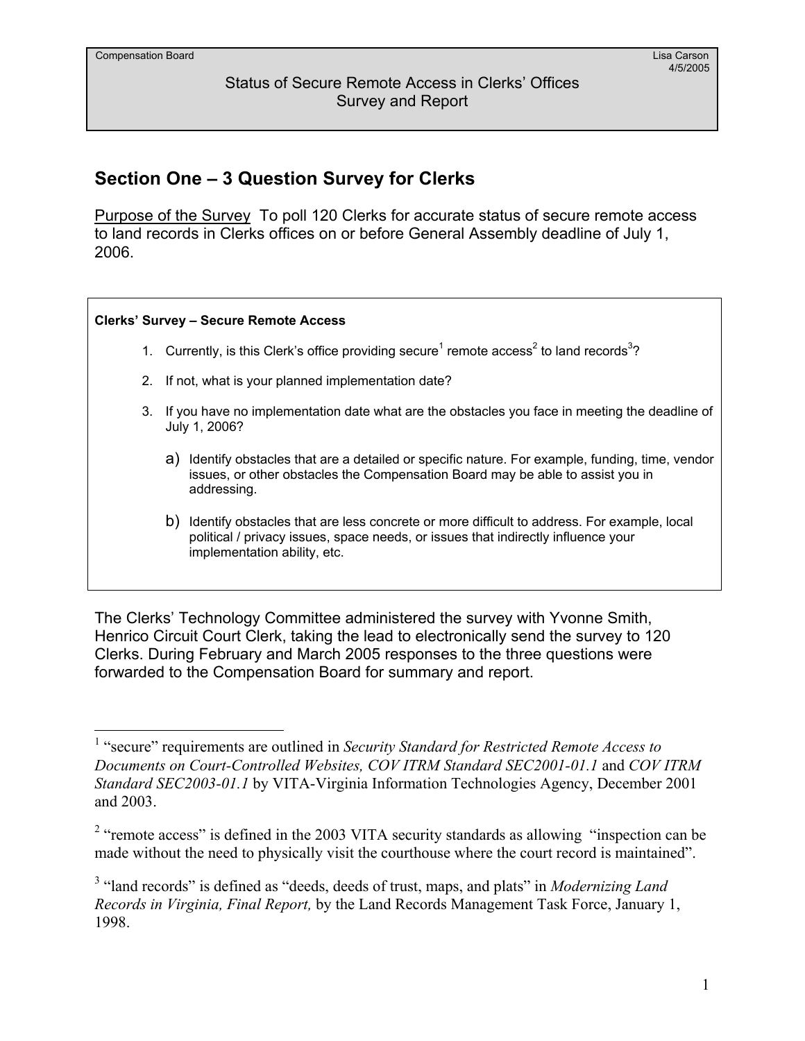# Status of Secure Remote Access in Clerks' Offices Survey and Report

## Section One – 3 Question Survey for Clerks

Purpose of the Survey To poll 120 Clerks for accurate status of secure remote access to land records in Clerks offices on or before General Assembly deadline of July 1, 2006.

**Clerks' Survey – Secure Remote Access**

1. Currently, is this Clerk's office providing secure[1] remote access[2] to land records[3]?
2. If not, what is your planned implementation date?
3. If you have no implementation date what are the obstacles you face in meeting the deadline of July 1, 2006?
   a) Identify obstacles that are a detailed or specific nature. For example, funding, time, vendor issues, or other obstacles the Compensation Board may be able to assist you in addressing.
   b) Identify obstacles that are less concrete or more difficult to address. For example, local political / privacy issues, space needs, or issues that indirectly influence your implementation ability, etc.

The Clerks' Technology Committee administered the survey with Yvonne Smith, Henrico Circuit Court Clerk, taking the lead to electronically send the survey to 120 Clerks. During February and March 2005 responses to the three questions were forwarded to the Compensation Board for summary and report.

---

[1] "secure" requirements are outlined in *Security Standard for Restricted Remote Access to Documents on Court-Controlled Websites, COV ITRM Standard SEC2001-01.1* and *COV ITRM Standard SEC2003-01.1* by VITA-Virginia Information Technologies Agency, December 2001 and 2003.

[2] "remote access" is defined in the 2003 VITA security standards as allowing "inspection can be made without the need to physically visit the courthouse where the court record is maintained".

[3] "land records" is defined as "deeds, deeds of trust, maps, and plats" in *Modernizing Land Records in Virginia, Final Report,* by the Land Records Management Task Force, January 1, 1998.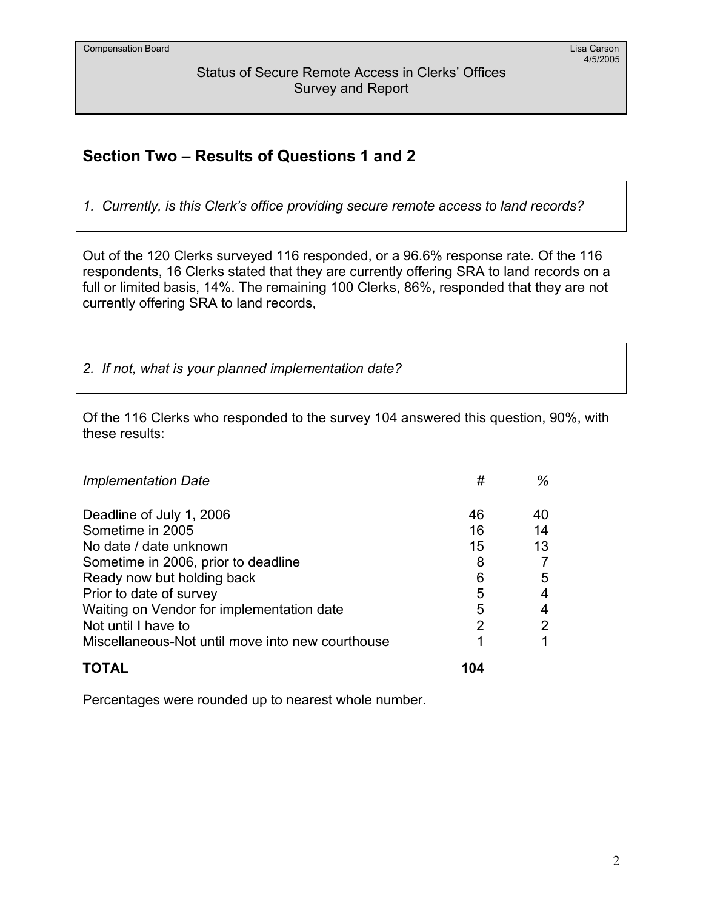## Section Two – Results of Questions 1 and 2

*1. Currently, is this Clerk's office providing secure remote access to land records?*

Out of the 120 Clerks surveyed 116 responded, or a 96.6% response rate. Of the 116 respondents, 16 Clerks stated that they are currently offering SRA to land records on a full or limited basis, 14%. The remaining 100 Clerks, 86%, responded that they are not currently offering SRA to land records,

*2. If not, what is your planned implementation date?*

Of the 116 Clerks who responded to the survey 104 answered this question, 90%, with these results:

| *Implementation Date* | # | % |
|---|---|---|
| Deadline of July 1, 2006 | 46 | 40 |
| Sometime in 2005 | 16 | 14 |
| No date / date unknown | 15 | 13 |
| Sometime in 2006, prior to deadline | 8 | 7 |
| Ready now but holding back | 6 | 5 |
| Prior to date of survey | 5 | 4 |
| Waiting on Vendor for implementation date | 5 | 4 |
| Not until I have to | 2 | 2 |
| Miscellaneous-Not until move into new courthouse | 1 | 1 |
| **TOTAL** | **104** | |

Percentages were rounded up to nearest whole number.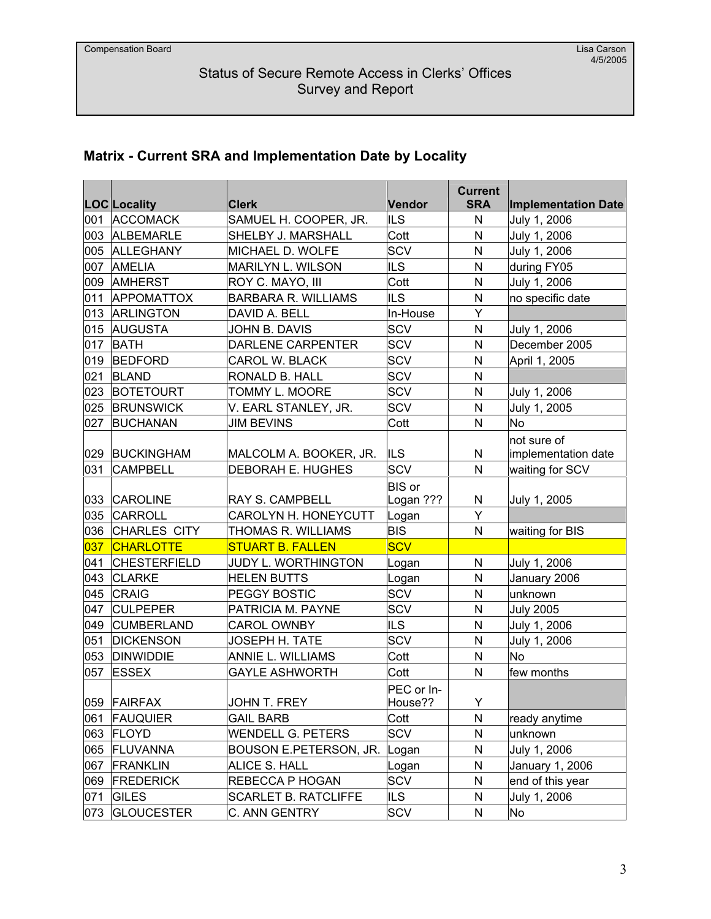Compensation Board | Lisa Carson 4/5/2005

Status of Secure Remote Access in Clerks' Offices
Survey and Report

## Matrix - Current SRA and Implementation Date by Locality

| LOC | Locality | Clerk | Vendor | Current SRA | Implementation Date |
|---|---|---|---|---|---|
| 001 | ACCOMACK | SAMUEL H. COOPER, JR. | ILS | N | July 1, 2006 |
| 003 | ALBEMARLE | SHELBY J. MARSHALL | Cott | N | July 1, 2006 |
| 005 | ALLEGHANY | MICHAEL D. WOLFE | SCV | N | July 1, 2006 |
| 007 | AMELIA | MARILYN L. WILSON | ILS | N | during FY05 |
| 009 | AMHERST | ROY C. MAYO, III | Cott | N | July 1, 2006 |
| 011 | APPOMATTOX | BARBARA R. WILLIAMS | ILS | N | no specific date |
| 013 | ARLINGTON | DAVID A. BELL | In-House | Y | |
| 015 | AUGUSTA | JOHN B. DAVIS | SCV | N | July 1, 2006 |
| 017 | BATH | DARLENE CARPENTER | SCV | N | December 2005 |
| 019 | BEDFORD | CAROL W. BLACK | SCV | N | April 1, 2005 |
| 021 | BLAND | RONALD B. HALL | SCV | N | |
| 023 | BOTETOURT | TOMMY L. MOORE | SCV | N | July 1, 2006 |
| 025 | BRUNSWICK | V. EARL STANLEY, JR. | SCV | N | July 1, 2005 |
| 027 | BUCHANAN | JIM BEVINS | Cott | N | No |
| 029 | BUCKINGHAM | MALCOLM A. BOOKER, JR. | ILS | N | not sure of implementation date |
| 031 | CAMPBELL | DEBORAH E. HUGHES | SCV | N | waiting for SCV |
| 033 | CAROLINE | RAY S. CAMPBELL | BIS or Logan ??? | N | July 1, 2005 |
| 035 | CARROLL | CAROLYN H. HONEYCUTT | Logan | Y | |
| 036 | CHARLES CITY | THOMAS R. WILLIAMS | BIS | N | waiting for BIS |
| 037 | CHARLOTTE | STUART B. FALLEN | SCV | | |
| 041 | CHESTERFIELD | JUDY L. WORTHINGTON | Logan | N | July 1, 2006 |
| 043 | CLARKE | HELEN BUTTS | Logan | N | January 2006 |
| 045 | CRAIG | PEGGY BOSTIC | SCV | N | unknown |
| 047 | CULPEPER | PATRICIA M. PAYNE | SCV | N | July 2005 |
| 049 | CUMBERLAND | CAROL OWNBY | ILS | N | July 1, 2006 |
| 051 | DICKENSON | JOSEPH H. TATE | SCV | N | July 1, 2006 |
| 053 | DINWIDDIE | ANNIE L. WILLIAMS | Cott | N | No |
| 057 | ESSEX | GAYLE ASHWORTH | Cott | N | few months |
| 059 | FAIRFAX | JOHN T. FREY | PEC or In-House?? | Y | |
| 061 | FAUQUIER | GAIL BARB | Cott | N | ready anytime |
| 063 | FLOYD | WENDELL G. PETERS | SCV | N | unknown |
| 065 | FLUVANNA | BOUSON E.PETERSON, JR. | Logan | N | July 1, 2006 |
| 067 | FRANKLIN | ALICE S. HALL | Logan | N | January 1, 2006 |
| 069 | FREDERICK | REBECCA P HOGAN | SCV | N | end of this year |
| 071 | GILES | SCARLET B. RATCLIFFE | ILS | N | July 1, 2006 |
| 073 | GLOUCESTER | C. ANN GENTRY | SCV | N | No |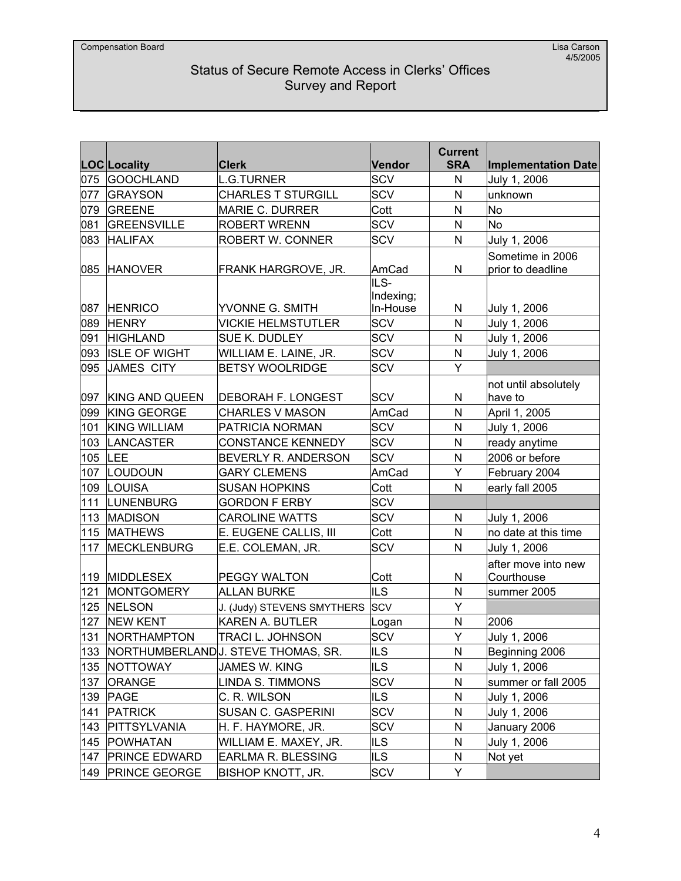Compensation Board | Lisa Carson 4/5/2005

# Status of Secure Remote Access in Clerks' Offices
## Survey and Report

| LOC | Locality | Clerk | Vendor | Current SRA | Implementation Date |
|---|---|---|---|---|---|
| 075 | GOOCHLAND | L.G.TURNER | SCV | N | July 1, 2006 |
| 077 | GRAYSON | CHARLES T STURGILL | SCV | N | unknown |
| 079 | GREENE | MARIE C. DURRER | Cott | N | No |
| 081 | GREENSVILLE | ROBERT WRENN | SCV | N | No |
| 083 | HALIFAX | ROBERT W. CONNER | SCV | N | July 1, 2006 |
| 085 | HANOVER | FRANK HARGROVE, JR. | AmCad | N | Sometime in 2006 prior to deadline |
| 087 | HENRICO | YVONNE G. SMITH | ILS-Indexing; In-House | N | July 1, 2006 |
| 089 | HENRY | VICKIE HELMSTUTLER | SCV | N | July 1, 2006 |
| 091 | HIGHLAND | SUE K. DUDLEY | SCV | N | July 1, 2006 |
| 093 | ISLE OF WIGHT | WILLIAM E. LAINE, JR. | SCV | N | July 1, 2006 |
| 095 | JAMES CITY | BETSY WOOLRIDGE | SCV | Y | |
| 097 | KING AND QUEEN | DEBORAH F. LONGEST | SCV | N | not until absolutely have to |
| 099 | KING GEORGE | CHARLES V MASON | AmCad | N | April 1, 2005 |
| 101 | KING WILLIAM | PATRICIA NORMAN | SCV | N | July 1, 2006 |
| 103 | LANCASTER | CONSTANCE KENNEDY | SCV | N | ready anytime |
| 105 | LEE | BEVERLY R. ANDERSON | SCV | N | 2006 or before |
| 107 | LOUDOUN | GARY CLEMENS | AmCad | Y | February 2004 |
| 109 | LOUISA | SUSAN HOPKINS | Cott | N | early fall 2005 |
| 111 | LUNENBURG | GORDON F ERBY | SCV | | |
| 113 | MADISON | CAROLINE WATTS | SCV | N | July 1, 2006 |
| 115 | MATHEWS | E. EUGENE CALLIS, III | Cott | N | no date at this time |
| 117 | MECKLENBURG | E.E. COLEMAN, JR. | SCV | N | July 1, 2006 |
| 119 | MIDDLESEX | PEGGY WALTON | Cott | N | after move into new Courthouse |
| 121 | MONTGOMERY | ALLAN BURKE | ILS | N | summer 2005 |
| 125 | NELSON | J. (Judy) STEVENS SMYTHERS | SCV | Y | |
| 127 | NEW KENT | KAREN A. BUTLER | Logan | N | 2006 |
| 131 | NORTHAMPTON | TRACI L. JOHNSON | SCV | Y | July 1, 2006 |
| 133 | NORTHUMBERLAND | J. STEVE THOMAS, SR. | ILS | N | Beginning 2006 |
| 135 | NOTTOWAY | JAMES W. KING | ILS | N | July 1, 2006 |
| 137 | ORANGE | LINDA S. TIMMONS | SCV | N | summer or fall 2005 |
| 139 | PAGE | C. R. WILSON | ILS | N | July 1, 2006 |
| 141 | PATRICK | SUSAN C. GASPERINI | SCV | N | July 1, 2006 |
| 143 | PITTSYLVANIA | H. F. HAYMORE, JR. | SCV | N | January 2006 |
| 145 | POWHATAN | WILLIAM E. MAXEY, JR. | ILS | N | July 1, 2006 |
| 147 | PRINCE EDWARD | EARLMA R. BLESSING | ILS | N | Not yet |
| 149 | PRINCE GEORGE | BISHOP KNOTT, JR. | SCV | Y | |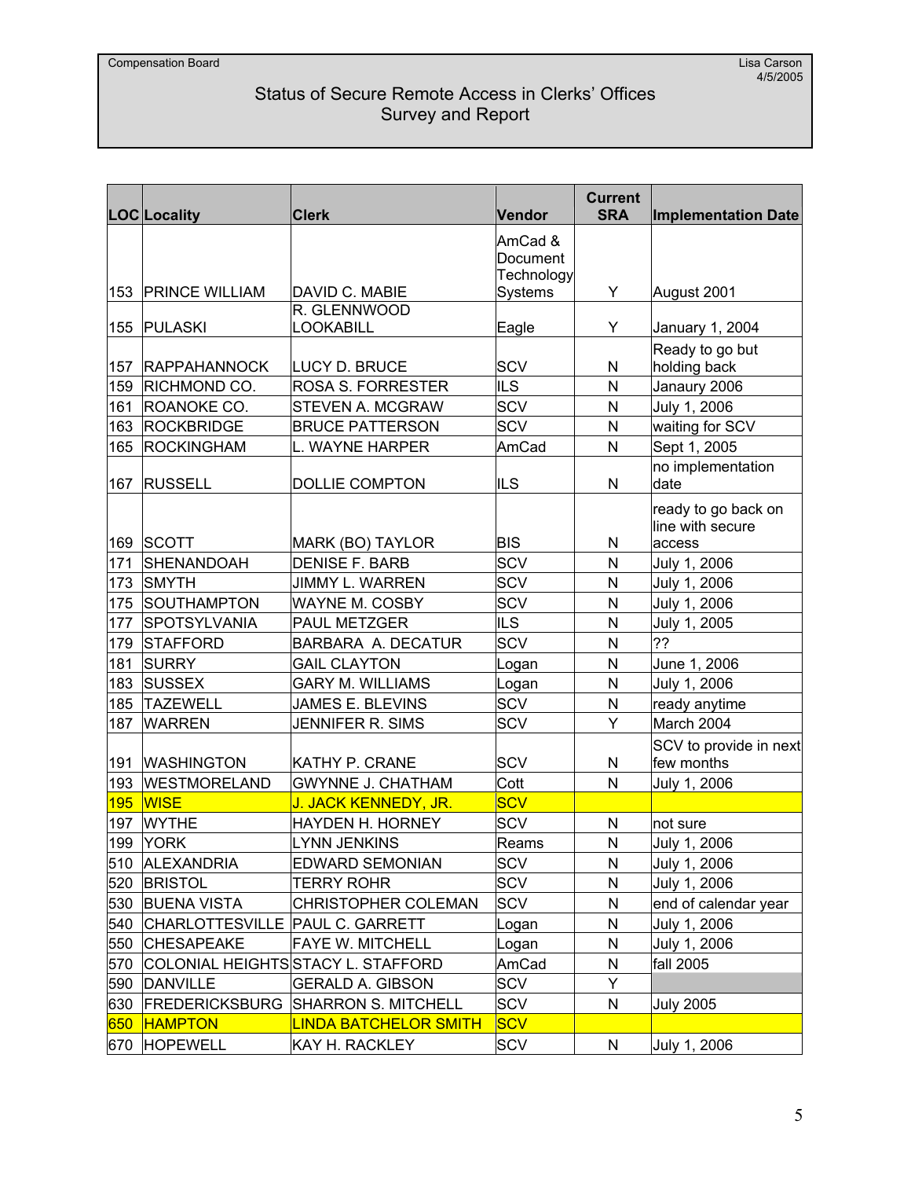Compensation Board

Lisa Carson
4/5/2005

# Status of Secure Remote Access in Clerks' Offices
## Survey and Report

| LOC | Locality | Clerk | Vendor | Current SRA | Implementation Date |
|---|---|---|---|---|---|
| 153 | PRINCE WILLIAM | DAVID C. MABIE | AmCad & Document Technology Systems | Y | August 2001 |
| 155 | PULASKI | R. GLENNWOOD LOOKABILL | Eagle | Y | January 1, 2004 |
| 157 | RAPPAHANNOCK | LUCY D. BRUCE | SCV | N | Ready to go but holding back |
| 159 | RICHMOND CO. | ROSA S. FORRESTER | ILS | N | Janaury 2006 |
| 161 | ROANOKE CO. | STEVEN A. MCGRAW | SCV | N | July 1, 2006 |
| 163 | ROCKBRIDGE | BRUCE PATTERSON | SCV | N | waiting for SCV |
| 165 | ROCKINGHAM | L. WAYNE HARPER | AmCad | N | Sept 1, 2005 |
| 167 | RUSSELL | DOLLIE COMPTON | ILS | N | no implementation date |
| 169 | SCOTT | MARK (BO) TAYLOR | BIS | N | ready to go back on line with secure access |
| 171 | SHENANDOAH | DENISE F. BARB | SCV | N | July 1, 2006 |
| 173 | SMYTH | JIMMY L. WARREN | SCV | N | July 1, 2006 |
| 175 | SOUTHAMPTON | WAYNE M. COSBY | SCV | N | July 1, 2006 |
| 177 | SPOTSYLVANIA | PAUL METZGER | ILS | N | July 1, 2005 |
| 179 | STAFFORD | BARBARA A. DECATUR | SCV | N | ?? |
| 181 | SURRY | GAIL CLAYTON | Logan | N | June 1, 2006 |
| 183 | SUSSEX | GARY M. WILLIAMS | Logan | N | July 1, 2006 |
| 185 | TAZEWELL | JAMES E. BLEVINS | SCV | N | ready anytime |
| 187 | WARREN | JENNIFER R. SIMS | SCV | Y | March 2004 |
| 191 | WASHINGTON | KATHY P. CRANE | SCV | N | SCV to provide in next few months |
| 193 | WESTMORELAND | GWYNNE J. CHATHAM | Cott | N | July 1, 2006 |
| 195 | WISE | J. JACK KENNEDY, JR. | SCV | | |
| 197 | WYTHE | HAYDEN H. HORNEY | SCV | N | not sure |
| 199 | YORK | LYNN JENKINS | Reams | N | July 1, 2006 |
| 510 | ALEXANDRIA | EDWARD SEMONIAN | SCV | N | July 1, 2006 |
| 520 | BRISTOL | TERRY ROHR | SCV | N | July 1, 2006 |
| 530 | BUENA VISTA | CHRISTOPHER COLEMAN | SCV | N | end of calendar year |
| 540 | CHARLOTTESVILLE | PAUL C. GARRETT | Logan | N | July 1, 2006 |
| 550 | CHESAPEAKE | FAYE W. MITCHELL | Logan | N | July 1, 2006 |
| 570 | COLONIAL HEIGHTS | STACY L. STAFFORD | AmCad | N | fall 2005 |
| 590 | DANVILLE | GERALD A. GIBSON | SCV | Y | |
| 630 | FREDERICKSBURG | SHARRON S. MITCHELL | SCV | N | July 2005 |
| 650 | HAMPTON | LINDA BATCHELOR SMITH | SCV | | |
| 670 | HOPEWELL | KAY H. RACKLEY | SCV | N | July 1, 2006 |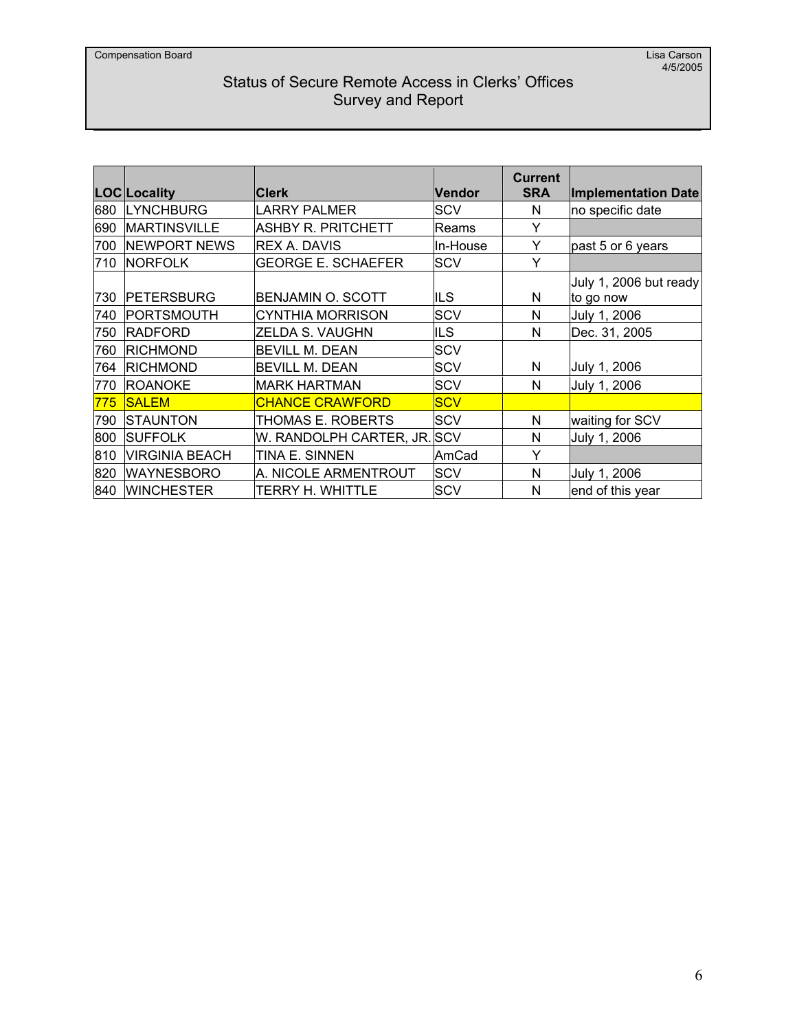Compensation Board

Lisa Carson
4/5/2005

# Status of Secure Remote Access in Clerks' Offices
## Survey and Report

| LOC | Locality | Clerk | Vendor | Current SRA | Implementation Date |
|---|---|---|---|---|---|
| 680 | LYNCHBURG | LARRY PALMER | SCV | N | no specific date |
| 690 | MARTINSVILLE | ASHBY R. PRITCHETT | Reams | Y | |
| 700 | NEWPORT NEWS | REX A. DAVIS | In-House | Y | past 5 or 6 years |
| 710 | NORFOLK | GEORGE E. SCHAEFER | SCV | Y | |
| 730 | PETERSBURG | BENJAMIN O. SCOTT | ILS | N | July 1, 2006 but ready to go now |
| 740 | PORTSMOUTH | CYNTHIA MORRISON | SCV | N | July 1, 2006 |
| 750 | RADFORD | ZELDA S. VAUGHN | ILS | N | Dec. 31, 2005 |
| 760 | RICHMOND | BEVILL M. DEAN | SCV | | |
| 764 | RICHMOND | BEVILL M. DEAN | SCV | N | July 1, 2006 |
| 770 | ROANOKE | MARK HARTMAN | SCV | N | July 1, 2006 |
| 775 | SALEM | CHANCE CRAWFORD | SCV | | |
| 790 | STAUNTON | THOMAS E. ROBERTS | SCV | N | waiting for SCV |
| 800 | SUFFOLK | W. RANDOLPH CARTER, JR. | SCV | N | July 1, 2006 |
| 810 | VIRGINIA BEACH | TINA E. SINNEN | AmCad | Y | |
| 820 | WAYNESBORO | A. NICOLE ARMENTROUT | SCV | N | July 1, 2006 |
| 840 | WINCHESTER | TERRY H. WHITTLE | SCV | N | end of this year |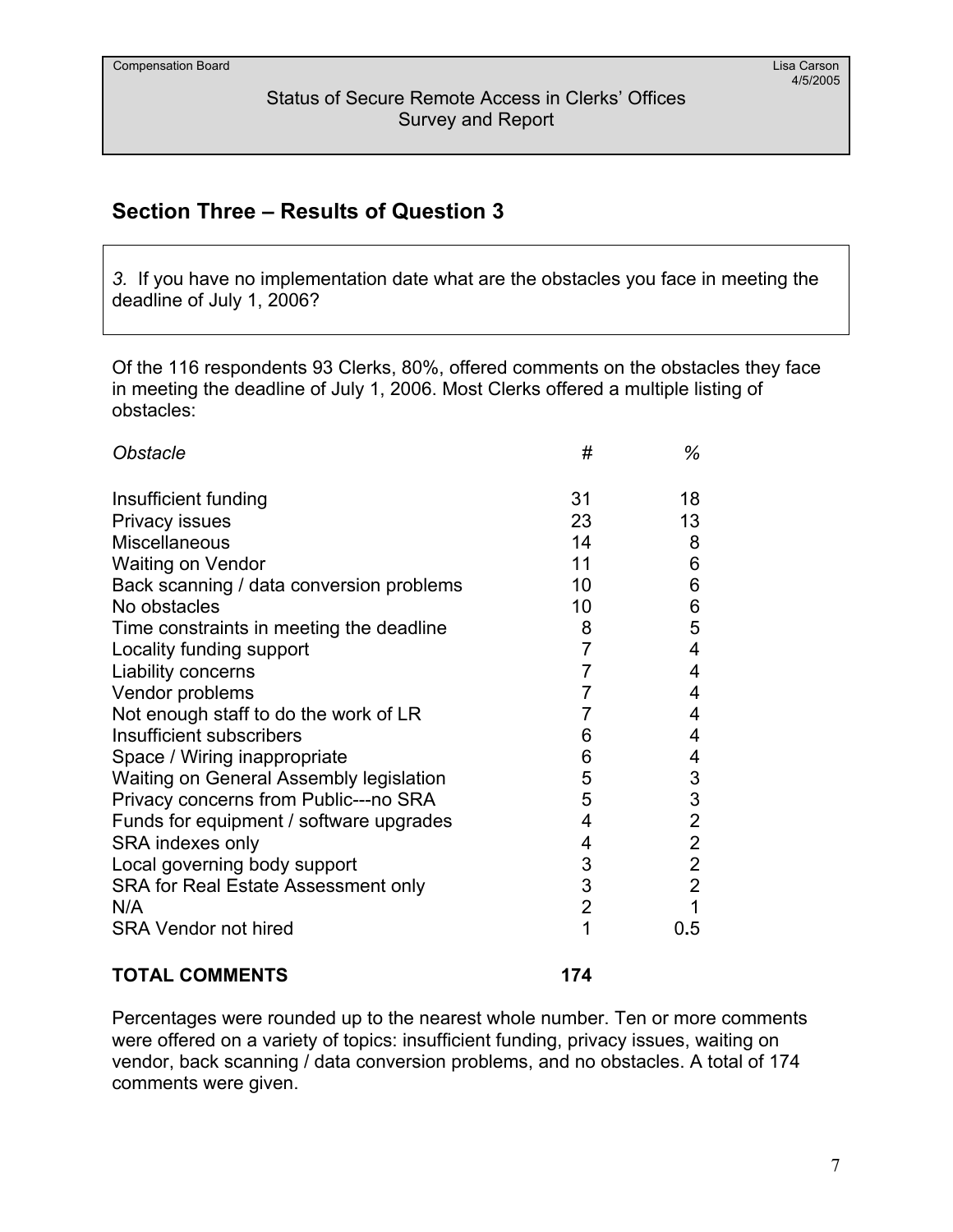## Section Three – Results of Question 3

*3.* If you have no implementation date what are the obstacles you face in meeting the deadline of July 1, 2006?

Of the 116 respondents 93 Clerks, 80%, offered comments on the obstacles they face in meeting the deadline of July 1, 2006. Most Clerks offered a multiple listing of obstacles:

| *Obstacle* | # | % |
|---|---|---|
| Insufficient funding | 31 | 18 |
| Privacy issues | 23 | 13 |
| Miscellaneous | 14 | 8 |
| Waiting on Vendor | 11 | 6 |
| Back scanning / data conversion problems | 10 | 6 |
| No obstacles | 10 | 6 |
| Time constraints in meeting the deadline | 8 | 5 |
| Locality funding support | 7 | 4 |
| Liability concerns | 7 | 4 |
| Vendor problems | 7 | 4 |
| Not enough staff to do the work of LR | 7 | 4 |
| Insufficient subscribers | 6 | 4 |
| Space / Wiring inappropriate | 6 | 4 |
| Waiting on General Assembly legislation | 5 | 3 |
| Privacy concerns from Public---no SRA | 5 | 3 |
| Funds for equipment / software upgrades | 4 | 2 |
| SRA indexes only | 4 | 2 |
| Local governing body support | 3 | 2 |
| SRA for Real Estate Assessment only | 3 | 2 |
| N/A | 2 | 1 |
| SRA Vendor not hired | 1 | 0.5 |
| **TOTAL COMMENTS** | **174** | |

Percentages were rounded up to the nearest whole number. Ten or more comments were offered on a variety of topics: insufficient funding, privacy issues, waiting on vendor, back scanning / data conversion problems, and no obstacles. A total of 174 comments were given.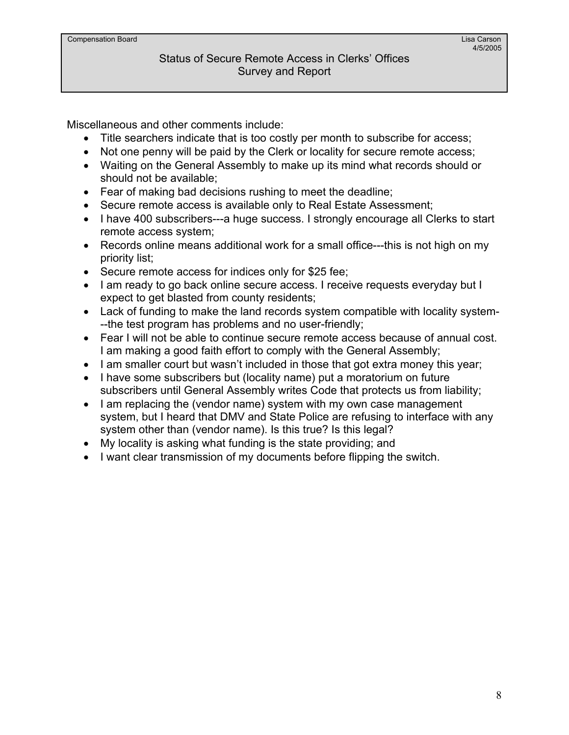Miscellaneous and other comments include:

- Title searchers indicate that is too costly per month to subscribe for access;
- Not one penny will be paid by the Clerk or locality for secure remote access;
- Waiting on the General Assembly to make up its mind what records should or should not be available;
- Fear of making bad decisions rushing to meet the deadline;
- Secure remote access is available only to Real Estate Assessment;
- I have 400 subscribers---a huge success. I strongly encourage all Clerks to start remote access system;
- Records online means additional work for a small office---this is not high on my priority list;
- Secure remote access for indices only for $25 fee;
- I am ready to go back online secure access. I receive requests everyday but I expect to get blasted from county residents;
- Lack of funding to make the land records system compatible with locality system---the test program has problems and no user-friendly;
- Fear I will not be able to continue secure remote access because of annual cost. I am making a good faith effort to comply with the General Assembly;
- I am smaller court but wasn't included in those that got extra money this year;
- I have some subscribers but (locality name) put a moratorium on future subscribers until General Assembly writes Code that protects us from liability;
- I am replacing the (vendor name) system with my own case management system, but I heard that DMV and State Police are refusing to interface with any system other than (vendor name). Is this true? Is this legal?
- My locality is asking what funding is the state providing; and
- I want clear transmission of my documents before flipping the switch.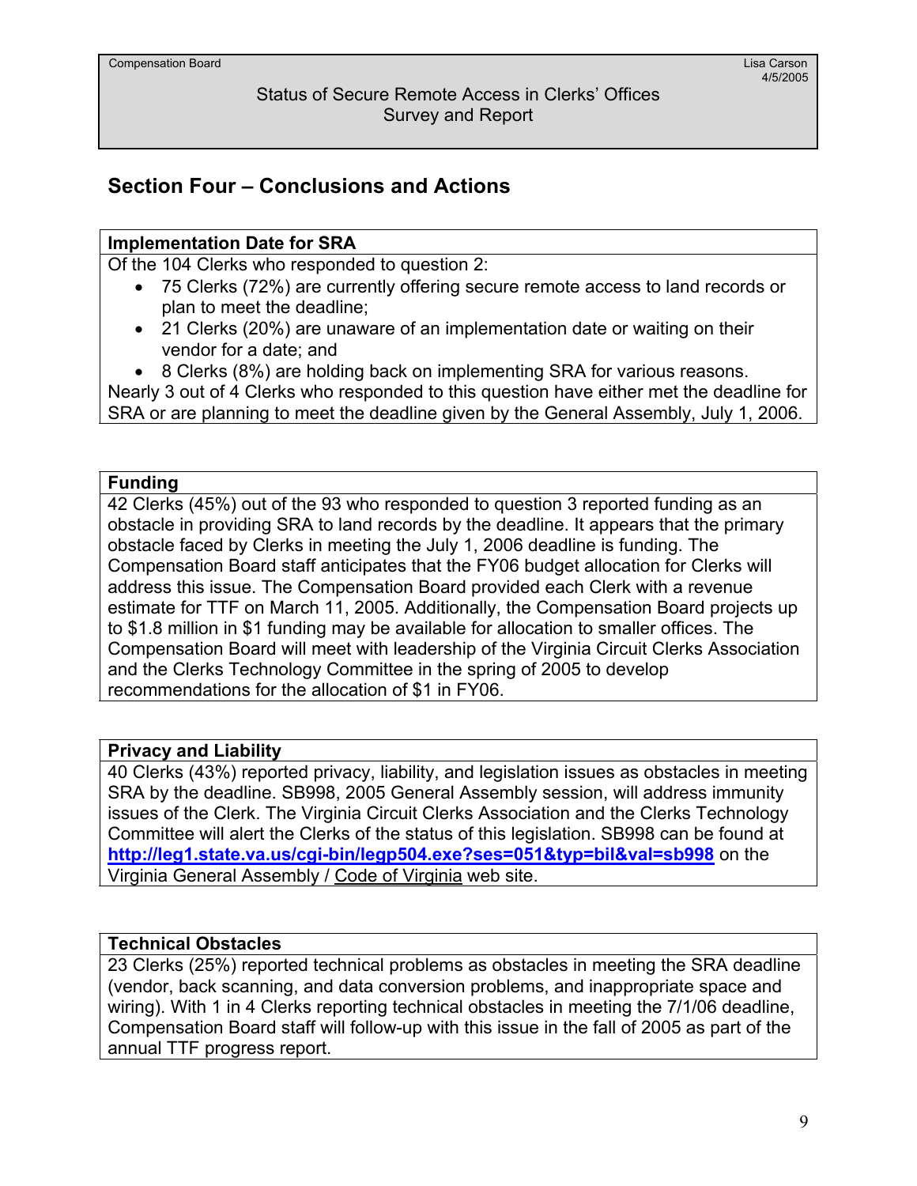## Section Four – Conclusions and Actions

| Implementation Date for SRA |
| --- |
| Of the 104 Clerks who responded to question 2:<br>• 75 Clerks (72%) are currently offering secure remote access to land records or plan to meet the deadline;<br>• 21 Clerks (20%) are unaware of an implementation date or waiting on their vendor for a date; and<br>• 8 Clerks (8%) are holding back on implementing SRA for various reasons.<br>Nearly 3 out of 4 Clerks who responded to this question have either met the deadline for SRA or are planning to meet the deadline given by the General Assembly, July 1, 2006. |

| Funding |
| --- |
| 42 Clerks (45%) out of the 93 who responded to question 3 reported funding as an obstacle in providing SRA to land records by the deadline. It appears that the primary obstacle faced by Clerks in meeting the July 1, 2006 deadline is funding. The Compensation Board staff anticipates that the FY06 budget allocation for Clerks will address this issue. The Compensation Board provided each Clerk with a revenue estimate for TTF on March 11, 2005. Additionally, the Compensation Board projects up to $1.8 million in $1 funding may be available for allocation to smaller offices. The Compensation Board will meet with leadership of the Virginia Circuit Clerks Association and the Clerks Technology Committee in the spring of 2005 to develop recommendations for the allocation of $1 in FY06. |

| Privacy and Liability |
| --- |
| 40 Clerks (43%) reported privacy, liability, and legislation issues as obstacles in meeting SRA by the deadline. SB998, 2005 General Assembly session, will address immunity issues of the Clerk. The Virginia Circuit Clerks Association and the Clerks Technology Committee will alert the Clerks of the status of this legislation. SB998 can be found at **http://leg1.state.va.us/cgi-bin/legp504.exe?ses=051&typ=bil&val=sb998** on the Virginia General Assembly / Code of Virginia web site. |

| Technical Obstacles |
| --- |
| 23 Clerks (25%) reported technical problems as obstacles in meeting the SRA deadline (vendor, back scanning, and data conversion problems, and inappropriate space and wiring). With 1 in 4 Clerks reporting technical obstacles in meeting the 7/1/06 deadline, Compensation Board staff will follow-up with this issue in the fall of 2005 as part of the annual TTF progress report. |